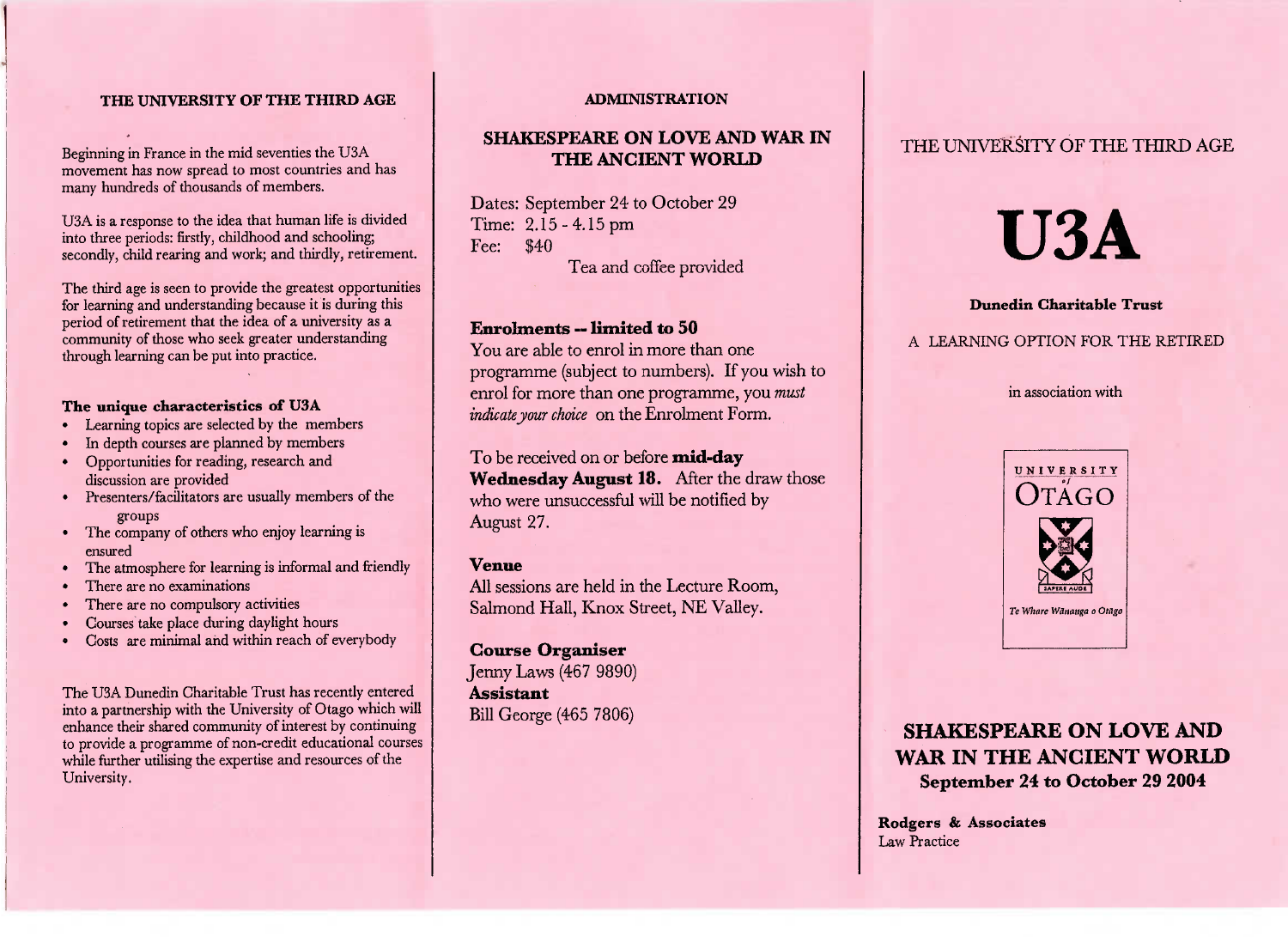## THE UNIVERSITY OF THE THIRD AGE

Beginning in France in the mid seventies the U3A movement has now spread to most countries and has many hundreds of thousands of members.

U3A is a response to the idea that human life is divided into three periods: firstly, childhood and schooling; secondly, child rearing and work; and thirdly, retirement.

The third age is seen to provide the greatest opportunities for learning and understanding because it is during this period of retirement that the idea of a university as a community of those who seek greater understanding through learning can be put into practice.

### The unique characteristics of U3A

- Learning topics are selected by the members
- In depth courses are planned by members
- Opportunities for reading, research and discussion are provided
- Presenters/facilitators are usually members of the groups
- The company of others who enjoy learning is ensured
- The atmosphere for learning is informal and friendly
- There are no examinations
- There are no compulsory activities
- Courses take place during daylight hours
- Costs are minimal and within reach of everybody

The U3A Dunedin Charitable Trust has recently entered into a partnership with the University of Otago which will enhance their shared community of interest by continuing to provide a programme of non-credit educational courses while further utilising the expertise and resources of the University.

## ADMINISTRATION

### SHAKESPEARE ON LOVE AND WAR IN THE ANCIENT WORLD

Dates: September 24 to October 29
Time: 2.15 - 4.15 pm
Fee: $40
Tea and coffee provided

### Enrolments -- limited to 50

You are able to enrol in more than one programme (subject to numbers). If you wish to enrol for more than one programme, you *must indicate your choice* on the Enrolment Form.

To be received on or before **mid-day Wednesday August 18.** After the draw those who were unsuccessful will be notified by August 27.

### Venue

All sessions are held in the Lecture Room, Salmond Hall, Knox Street, NE Valley.

### Course Organiser

Jenny Laws (467 9890)

**Assistant**

Bill George (465 7806)

THE UNIVERSITY OF THE THIRD AGE

# U3A

**Dunedin Charitable Trust**

A LEARNING OPTION FOR THE RETIRED

in association with

UNIVERSITY of OTAGO

SAPERE AUDE

*Te Whare Wānanga o Otāgo*

## SHAKESPEARE ON LOVE AND WAR IN THE ANCIENT WORLD

**September 24 to October 29 2004**

**Rodgers & Associates**
Law Practice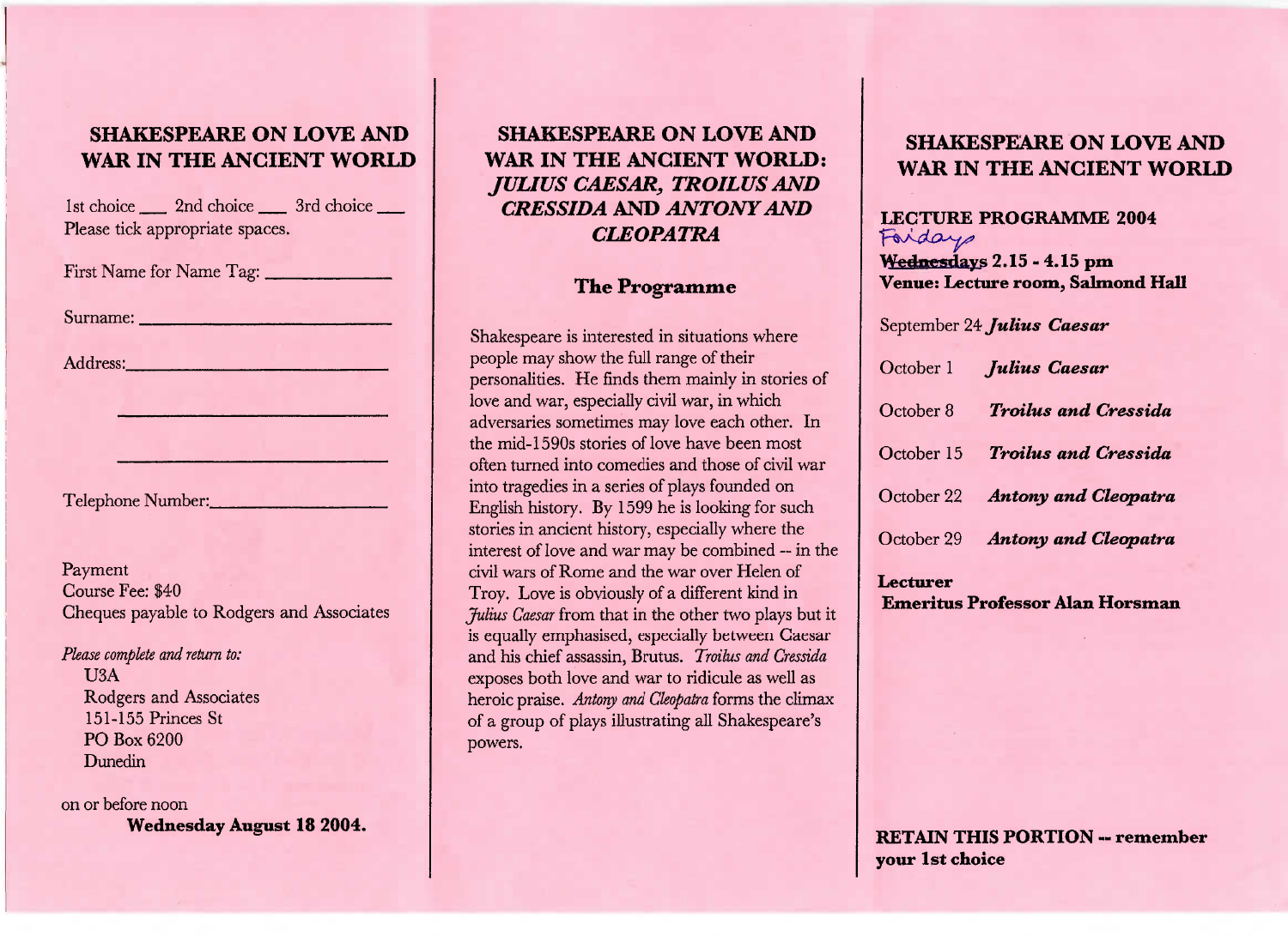## SHAKESPEARE ON LOVE AND WAR IN THE ANCIENT WORLD

1st choice ___ 2nd choice ___ 3rd choice ___
Please tick appropriate spaces.

First Name for Name Tag: ____________

Surname: ________________________

Address: ________________________

________________________

________________________

Telephone Number: ________________

Payment
Course Fee: $40
Cheques payable to Rodgers and Associates

*Please complete and return to:*
U3A
Rodgers and Associates
151-155 Princes St
PO Box 6200
Dunedin

on or before noon
**Wednesday August 18 2004.**

## SHAKESPEARE ON LOVE AND WAR IN THE ANCIENT WORLD: *JULIUS CAESAR, TROILUS AND CRESSIDA* AND *ANTONY AND CLEOPATRA*

### The Programme

Shakespeare is interested in situations where people may show the full range of their personalities. He finds them mainly in stories of love and war, especially civil war, in which adversaries sometimes may love each other. In the mid-1590s stories of love have been most often turned into comedies and those of civil war into tragedies in a series of plays founded on English history. By 1599 he is looking for such stories in ancient history, especially where the interest of love and war may be combined -- in the civil wars of Rome and the war over Helen of Troy. Love is obviously of a different kind in *Julius Caesar* from that in the other two plays but it is equally emphasised, especially between Caesar and his chief assassin, Brutus. *Troilus and Cressida* exposes both love and war to ridicule as well as heroic praise. *Antony and Cleopatra* forms the climax of a group of plays illustrating all Shakespeare's powers.

## SHAKESPEARE ON LOVE AND WAR IN THE ANCIENT WORLD

**LECTURE PROGRAMME 2004**

Fridays
**~~Wednesdays~~ 2.15 - 4.15 pm**
**Venue: Lecture room, Salmond Hall**

| | |
|---|---|
| September 24 | ***Julius Caesar*** |
| October 1 | ***Julius Caesar*** |
| October 8 | ***Troilus and Cressida*** |
| October 15 | ***Troilus and Cressida*** |
| October 22 | ***Antony and Cleopatra*** |
| October 29 | ***Antony and Cleopatra*** |

**Lecturer**
**Emeritus Professor Alan Horsman**

**RETAIN THIS PORTION -- remember your 1st choice**